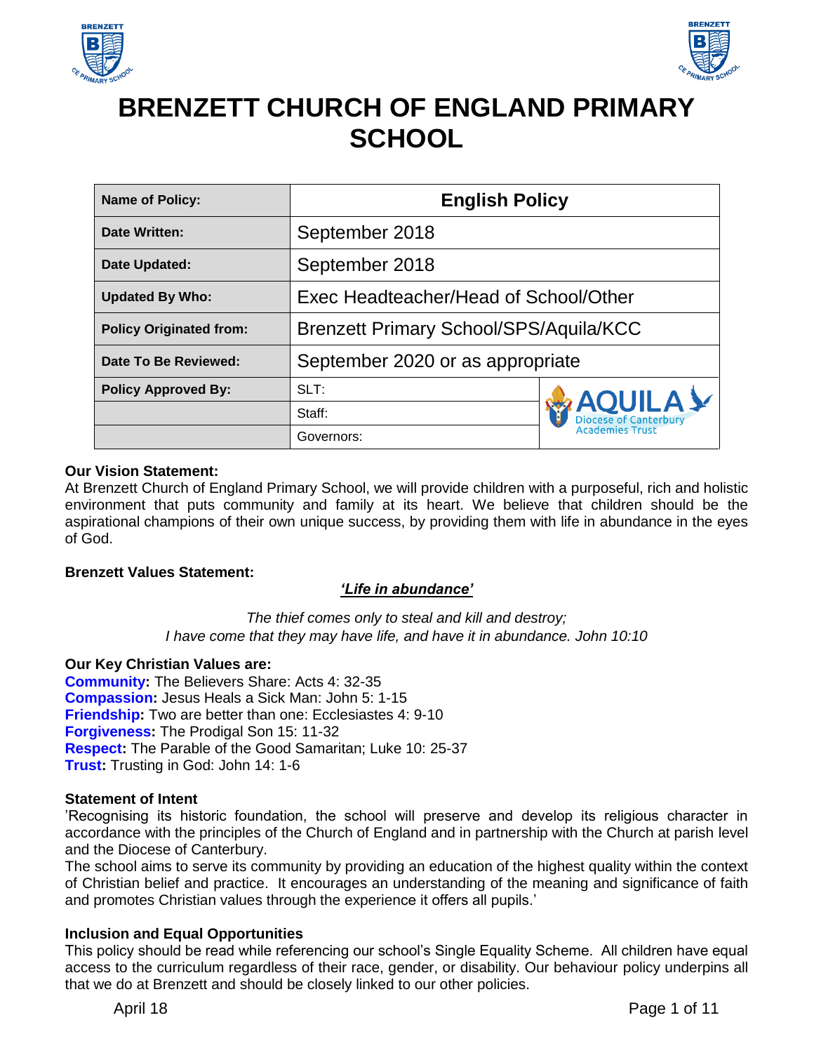# BRENZETT CHURCH OF ENGLAND PRIMARY SCHOOL

| Name of Policy: | English Policy | |
|---|---|---|
| Date Written: | September 2018 | |
| Date Updated: | September 2018 | |
| Updated By Who: | Exec Headteacher/Head of School/Other | |
| Policy Originated from: | Brenzett Primary School/SPS/Aquila/KCC | |
| Date To Be Reviewed: | September 2020 or as appropriate | |
| Policy Approved By: | SLT: | AQUILA Diocese of Canterbury Academies Trust |
| | Staff: | |
| | Governors: | |

**Our Vision Statement:**
At Brenzett Church of England Primary School, we will provide children with a purposeful, rich and holistic environment that puts community and family at its heart. We believe that children should be the aspirational champions of their own unique success, by providing them with life in abundance in the eyes of God.

**Brenzett Values Statement:**

***'Life in abundance'***

*The thief comes only to steal and kill and destroy;*
*I have come that they may have life, and have it in abundance. John 10:10*

**Our Key Christian Values are:**

**Community:** The Believers Share: Acts 4: 32-35
**Compassion:** Jesus Heals a Sick Man: John 5: 1-15
**Friendship:** Two are better than one: Ecclesiastes 4: 9-10
**Forgiveness:** The Prodigal Son 15: 11-32
**Respect:** The Parable of the Good Samaritan; Luke 10: 25-37
**Trust:** Trusting in God: John 14: 1-6

**Statement of Intent**
'Recognising its historic foundation, the school will preserve and develop its religious character in accordance with the principles of the Church of England and in partnership with the Church at parish level and the Diocese of Canterbury.
The school aims to serve its community by providing an education of the highest quality within the context of Christian belief and practice. It encourages an understanding of the meaning and significance of faith and promotes Christian values through the experience it offers all pupils.'

**Inclusion and Equal Opportunities**
This policy should be read while referencing our school's Single Equality Scheme. All children have equal access to the curriculum regardless of their race, gender, or disability. Our behaviour policy underpins all that we do at Brenzett and should be closely linked to our other policies.

April 18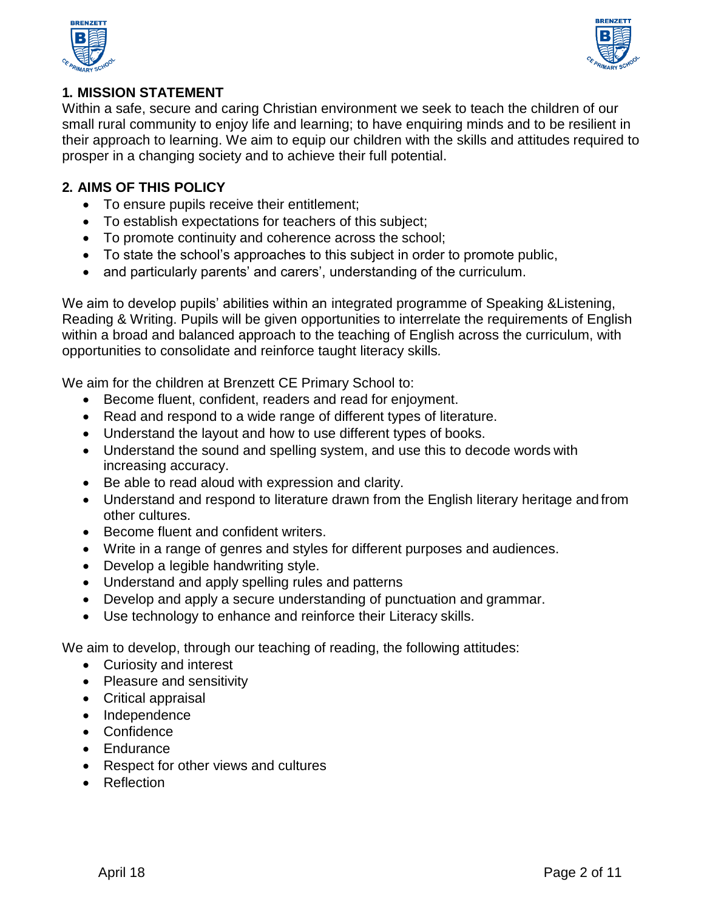## 1. MISSION STATEMENT

Within a safe, secure and caring Christian environment we seek to teach the children of our small rural community to enjoy life and learning; to have enquiring minds and to be resilient in their approach to learning. We aim to equip our children with the skills and attitudes required to prosper in a changing society and to achieve their full potential.

## 2. AIMS OF THIS POLICY

- To ensure pupils receive their entitlement;
- To establish expectations for teachers of this subject;
- To promote continuity and coherence across the school;
- To state the school's approaches to this subject in order to promote public,
- and particularly parents' and carers', understanding of the curriculum.

We aim to develop pupils' abilities within an integrated programme of Speaking &Listening, Reading & Writing. Pupils will be given opportunities to interrelate the requirements of English within a broad and balanced approach to the teaching of English across the curriculum, with opportunities to consolidate and reinforce taught literacy skills.

We aim for the children at Brenzett CE Primary School to:

- Become fluent, confident, readers and read for enjoyment.
- Read and respond to a wide range of different types of literature.
- Understand the layout and how to use different types of books.
- Understand the sound and spelling system, and use this to decode words with increasing accuracy.
- Be able to read aloud with expression and clarity.
- Understand and respond to literature drawn from the English literary heritage and from other cultures.
- Become fluent and confident writers.
- Write in a range of genres and styles for different purposes and audiences.
- Develop a legible handwriting style.
- Understand and apply spelling rules and patterns
- Develop and apply a secure understanding of punctuation and grammar.
- Use technology to enhance and reinforce their Literacy skills.

We aim to develop, through our teaching of reading, the following attitudes:

- Curiosity and interest
- Pleasure and sensitivity
- Critical appraisal
- Independence
- Confidence
- Endurance
- Respect for other views and cultures
- Reflection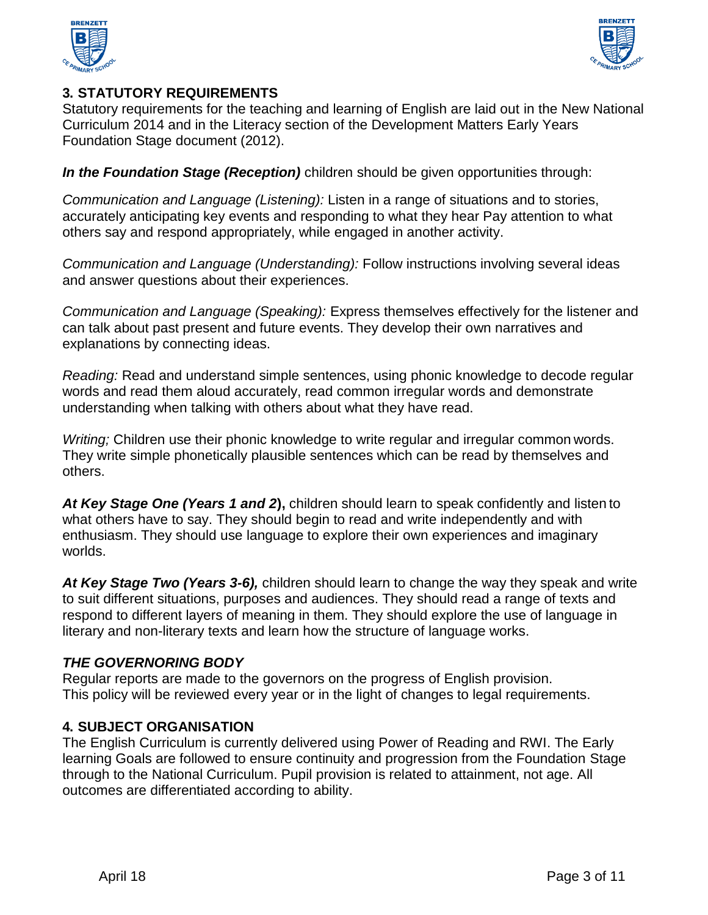## 3. STATUTORY REQUIREMENTS

Statutory requirements for the teaching and learning of English are laid out in the New National Curriculum 2014 and in the Literacy section of the Development Matters Early Years Foundation Stage document (2012).

***In the Foundation Stage (Reception)*** children should be given opportunities through:

*Communication and Language (Listening):* Listen in a range of situations and to stories, accurately anticipating key events and responding to what they hear Pay attention to what others say and respond appropriately, while engaged in another activity.

*Communication and Language (Understanding):* Follow instructions involving several ideas and answer questions about their experiences.

*Communication and Language (Speaking):* Express themselves effectively for the listener and can talk about past present and future events. They develop their own narratives and explanations by connecting ideas.

*Reading:* Read and understand simple sentences, using phonic knowledge to decode regular words and read them aloud accurately, read common irregular words and demonstrate understanding when talking with others about what they have read.

*Writing;* Children use their phonic knowledge to write regular and irregular common words. They write simple phonetically plausible sentences which can be read by themselves and others.

***At Key Stage One (Years 1 and 2*)**, children should learn to speak confidently and listen to what others have to say. They should begin to read and write independently and with enthusiasm. They should use language to explore their own experiences and imaginary worlds.

***At Key Stage Two (Years 3-6),*** children should learn to change the way they speak and write to suit different situations, purposes and audiences. They should read a range of texts and respond to different layers of meaning in them. They should explore the use of language in literary and non-literary texts and learn how the structure of language works.

### *THE GOVERNORING BODY*

Regular reports are made to the governors on the progress of English provision.
This policy will be reviewed every year or in the light of changes to legal requirements.

## 4. SUBJECT ORGANISATION

The English Curriculum is currently delivered using Power of Reading and RWI. The Early learning Goals are followed to ensure continuity and progression from the Foundation Stage through to the National Curriculum. Pupil provision is related to attainment, not age. All outcomes are differentiated according to ability.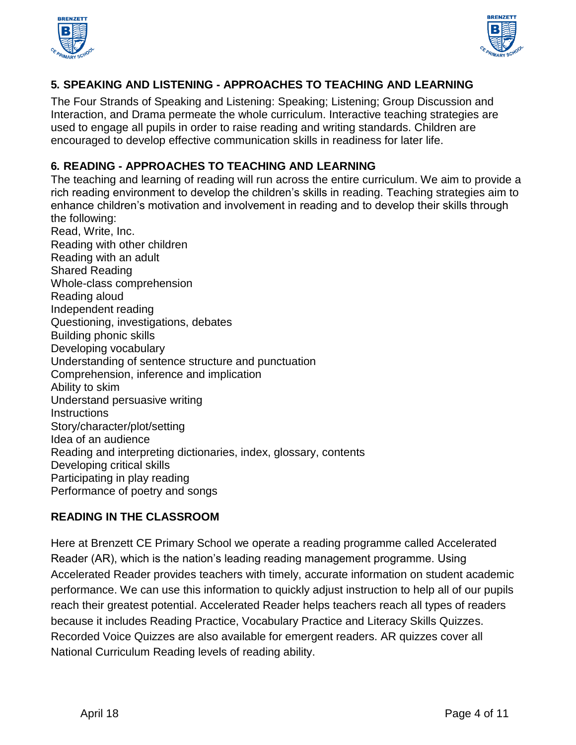## 5. SPEAKING AND LISTENING - APPROACHES TO TEACHING AND LEARNING

The Four Strands of Speaking and Listening: Speaking; Listening; Group Discussion and Interaction, and Drama permeate the whole curriculum. Interactive teaching strategies are used to engage all pupils in order to raise reading and writing standards. Children are encouraged to develop effective communication skills in readiness for later life.

## 6. READING - APPROACHES TO TEACHING AND LEARNING

The teaching and learning of reading will run across the entire curriculum. We aim to provide a rich reading environment to develop the children's skills in reading. Teaching strategies aim to enhance children's motivation and involvement in reading and to develop their skills through the following:

Read, Write, Inc.
Reading with other children
Reading with an adult
Shared Reading
Whole-class comprehension
Reading aloud
Independent reading
Questioning, investigations, debates
Building phonic skills
Developing vocabulary
Understanding of sentence structure and punctuation
Comprehension, inference and implication
Ability to skim
Understand persuasive writing
Instructions
Story/character/plot/setting
Idea of an audience
Reading and interpreting dictionaries, index, glossary, contents
Developing critical skills
Participating in play reading
Performance of poetry and songs

### READING IN THE CLASSROOM

Here at Brenzett CE Primary School we operate a reading programme called Accelerated Reader (AR), which is the nation's leading reading management programme. Using Accelerated Reader provides teachers with timely, accurate information on student academic performance. We can use this information to quickly adjust instruction to help all of our pupils reach their greatest potential. Accelerated Reader helps teachers reach all types of readers because it includes Reading Practice, Vocabulary Practice and Literacy Skills Quizzes. Recorded Voice Quizzes are also available for emergent readers. AR quizzes cover all National Curriculum Reading levels of reading ability.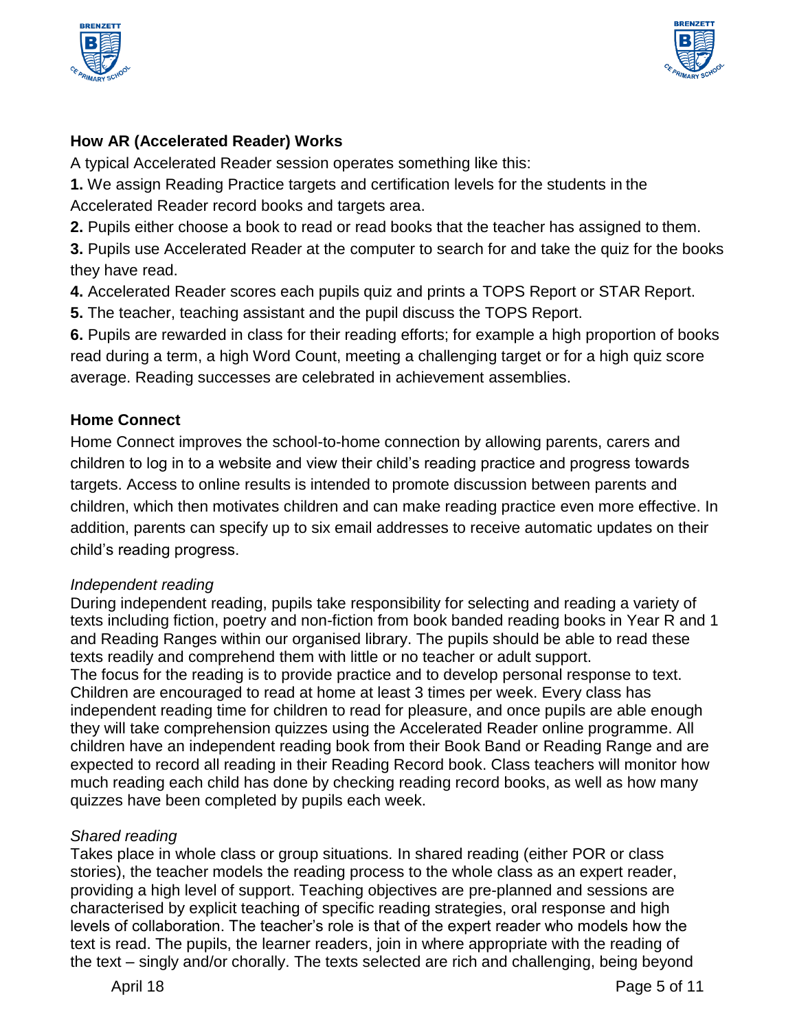**How AR (Accelerated Reader) Works**

A typical Accelerated Reader session operates something like this:

**1.** We assign Reading Practice targets and certification levels for the students in the Accelerated Reader record books and targets area.

**2.** Pupils either choose a book to read or read books that the teacher has assigned to them.

**3.** Pupils use Accelerated Reader at the computer to search for and take the quiz for the books they have read.

**4.** Accelerated Reader scores each pupils quiz and prints a TOPS Report or STAR Report.

**5.** The teacher, teaching assistant and the pupil discuss the TOPS Report.

**6.** Pupils are rewarded in class for their reading efforts; for example a high proportion of books read during a term, a high Word Count, meeting a challenging target or for a high quiz score average. Reading successes are celebrated in achievement assemblies.

**Home Connect**

Home Connect improves the school-to-home connection by allowing parents, carers and children to log in to a website and view their child's reading practice and progress towards targets. Access to online results is intended to promote discussion between parents and children, which then motivates children and can make reading practice even more effective. In addition, parents can specify up to six email addresses to receive automatic updates on their child's reading progress.

*Independent reading*

During independent reading, pupils take responsibility for selecting and reading a variety of texts including fiction, poetry and non-fiction from book banded reading books in Year R and 1 and Reading Ranges within our organised library. The pupils should be able to read these texts readily and comprehend them with little or no teacher or adult support.
The focus for the reading is to provide practice and to develop personal response to text. Children are encouraged to read at home at least 3 times per week. Every class has independent reading time for children to read for pleasure, and once pupils are able enough they will take comprehension quizzes using the Accelerated Reader online programme. All children have an independent reading book from their Book Band or Reading Range and are expected to record all reading in their Reading Record book. Class teachers will monitor how much reading each child has done by checking reading record books, as well as how many quizzes have been completed by pupils each week.

*Shared reading*

Takes place in whole class or group situations. In shared reading (either POR or class stories), the teacher models the reading process to the whole class as an expert reader, providing a high level of support. Teaching objectives are pre-planned and sessions are characterised by explicit teaching of specific reading strategies, oral response and high levels of collaboration. The teacher's role is that of the expert reader who models how the text is read. The pupils, the learner readers, join in where appropriate with the reading of the text – singly and/or chorally. The texts selected are rich and challenging, being beyond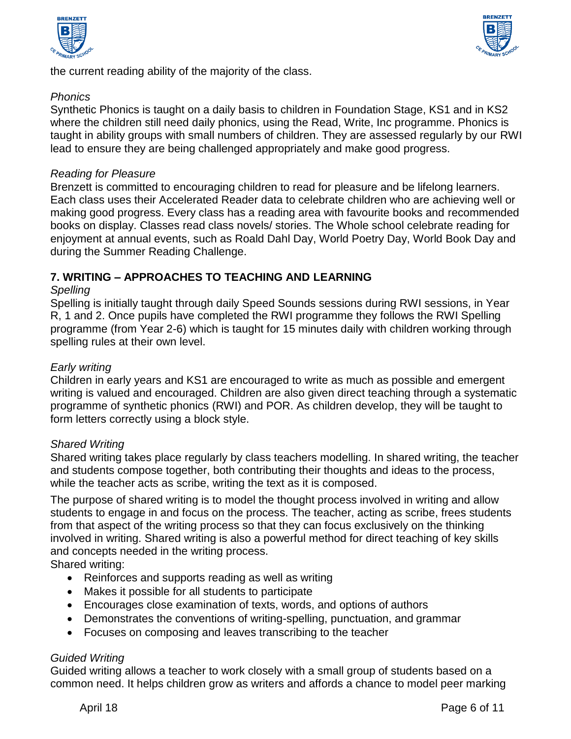the current reading ability of the majority of the class.

*Phonics*

Synthetic Phonics is taught on a daily basis to children in Foundation Stage, KS1 and in KS2 where the children still need daily phonics, using the Read, Write, Inc programme. Phonics is taught in ability groups with small numbers of children. They are assessed regularly by our RWI lead to ensure they are being challenged appropriately and make good progress.

*Reading for Pleasure*

Brenzett is committed to encouraging children to read for pleasure and be lifelong learners. Each class uses their Accelerated Reader data to celebrate children who are achieving well or making good progress. Every class has a reading area with favourite books and recommended books on display. Classes read class novels/ stories. The Whole school celebrate reading for enjoyment at annual events, such as Roald Dahl Day, World Poetry Day, World Book Day and during the Summer Reading Challenge.

## 7. WRITING – APPROACHES TO TEACHING AND LEARNING

*Spelling*

Spelling is initially taught through daily Speed Sounds sessions during RWI sessions, in Year R, 1 and 2. Once pupils have completed the RWI programme they follows the RWI Spelling programme (from Year 2-6) which is taught for 15 minutes daily with children working through spelling rules at their own level.

*Early writing*

Children in early years and KS1 are encouraged to write as much as possible and emergent writing is valued and encouraged. Children are also given direct teaching through a systematic programme of synthetic phonics (RWI) and POR. As children develop, they will be taught to form letters correctly using a block style.

*Shared Writing*

Shared writing takes place regularly by class teachers modelling. In shared writing, the teacher and students compose together, both contributing their thoughts and ideas to the process, while the teacher acts as scribe, writing the text as it is composed.

The purpose of shared writing is to model the thought process involved in writing and allow students to engage in and focus on the process. The teacher, acting as scribe, frees students from that aspect of the writing process so that they can focus exclusively on the thinking involved in writing. Shared writing is also a powerful method for direct teaching of key skills and concepts needed in the writing process.

Shared writing:

- Reinforces and supports reading as well as writing
- Makes it possible for all students to participate
- Encourages close examination of texts, words, and options of authors
- Demonstrates the conventions of writing-spelling, punctuation, and grammar
- Focuses on composing and leaves transcribing to the teacher

*Guided Writing*

Guided writing allows a teacher to work closely with a small group of students based on a common need. It helps children grow as writers and affords a chance to model peer marking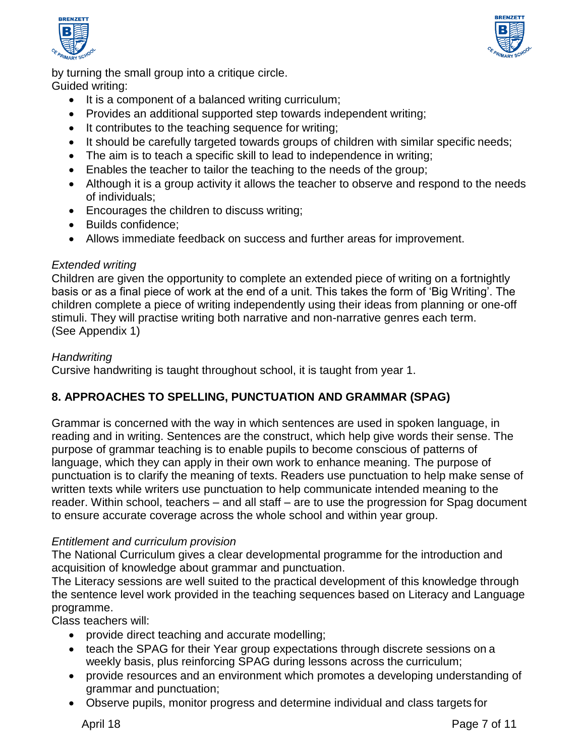by turning the small group into a critique circle.
Guided writing:

- It is a component of a balanced writing curriculum;
- Provides an additional supported step towards independent writing;
- It contributes to the teaching sequence for writing;
- It should be carefully targeted towards groups of children with similar specific needs;
- The aim is to teach a specific skill to lead to independence in writing;
- Enables the teacher to tailor the teaching to the needs of the group;
- Although it is a group activity it allows the teacher to observe and respond to the needs of individuals;
- Encourages the children to discuss writing;
- Builds confidence;
- Allows immediate feedback on success and further areas for improvement.

*Extended writing*
Children are given the opportunity to complete an extended piece of writing on a fortnightly basis or as a final piece of work at the end of a unit. This takes the form of 'Big Writing'. The children complete a piece of writing independently using their ideas from planning or one-off stimuli. They will practise writing both narrative and non-narrative genres each term.
(See Appendix 1)

*Handwriting*
Cursive handwriting is taught throughout school, it is taught from year 1.

## 8. APPROACHES TO SPELLING, PUNCTUATION AND GRAMMAR (SPAG)

Grammar is concerned with the way in which sentences are used in spoken language, in reading and in writing. Sentences are the construct, which help give words their sense. The purpose of grammar teaching is to enable pupils to become conscious of patterns of language, which they can apply in their own work to enhance meaning. The purpose of punctuation is to clarify the meaning of texts. Readers use punctuation to help make sense of written texts while writers use punctuation to help communicate intended meaning to the reader. Within school, teachers – and all staff – are to use the progression for Spag document to ensure accurate coverage across the whole school and within year group.

*Entitlement and curriculum provision*
The National Curriculum gives a clear developmental programme for the introduction and acquisition of knowledge about grammar and punctuation.
The Literacy sessions are well suited to the practical development of this knowledge through the sentence level work provided in the teaching sequences based on Literacy and Language programme.
Class teachers will:

- provide direct teaching and accurate modelling;
- teach the SPAG for their Year group expectations through discrete sessions on a weekly basis, plus reinforcing SPAG during lessons across the curriculum;
- provide resources and an environment which promotes a developing understanding of grammar and punctuation;
- Observe pupils, monitor progress and determine individual and class targets for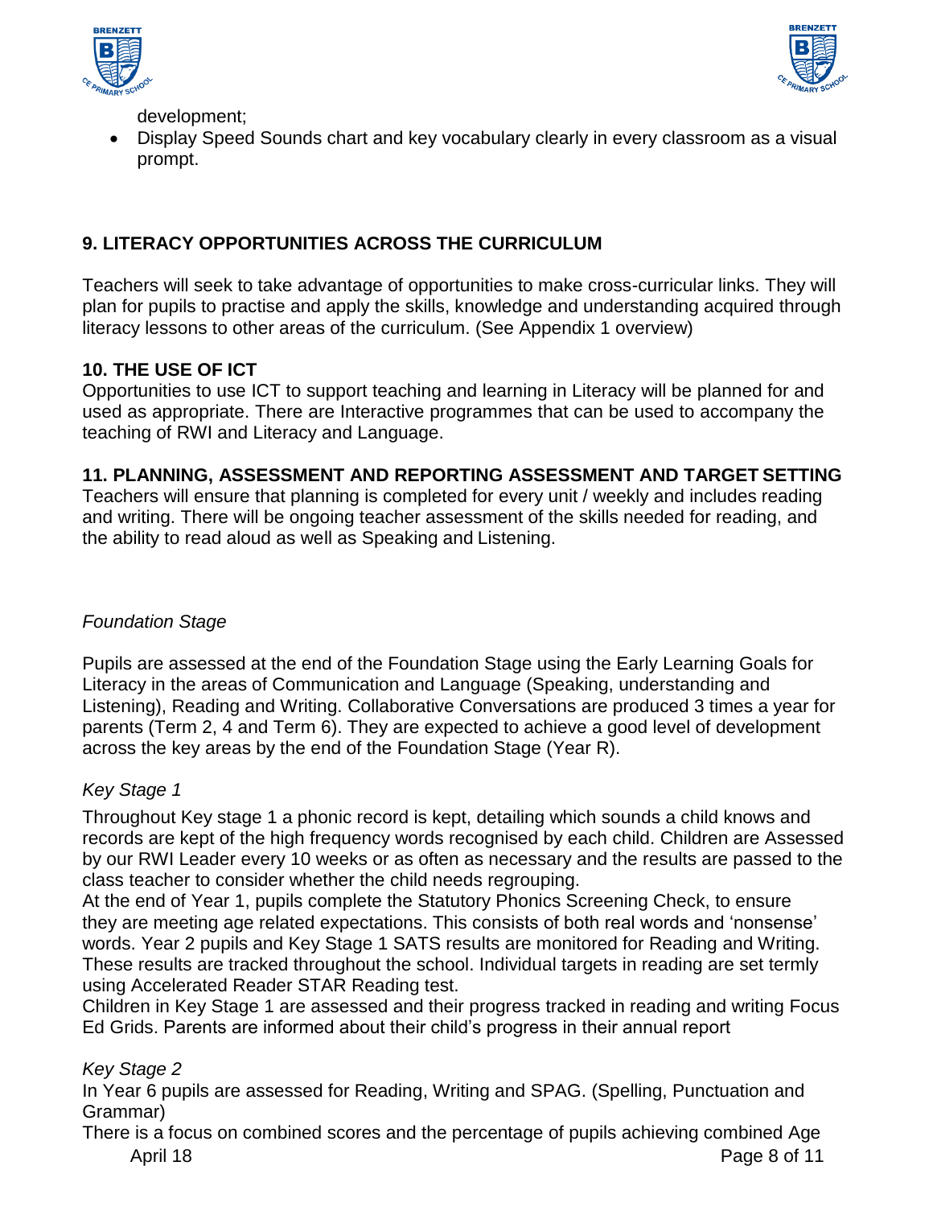development;

- Display Speed Sounds chart and key vocabulary clearly in every classroom as a visual prompt.

## 9. LITERACY OPPORTUNITIES ACROSS THE CURRICULUM

Teachers will seek to take advantage of opportunities to make cross-curricular links. They will plan for pupils to practise and apply the skills, knowledge and understanding acquired through literacy lessons to other areas of the curriculum. (See Appendix 1 overview)

## 10. THE USE OF ICT

Opportunities to use ICT to support teaching and learning in Literacy will be planned for and used as appropriate. There are Interactive programmes that can be used to accompany the teaching of RWI and Literacy and Language.

## 11. PLANNING, ASSESSMENT AND REPORTING ASSESSMENT AND TARGET SETTING

Teachers will ensure that planning is completed for every unit / weekly and includes reading and writing. There will be ongoing teacher assessment of the skills needed for reading, and the ability to read aloud as well as Speaking and Listening.

*Foundation Stage*

Pupils are assessed at the end of the Foundation Stage using the Early Learning Goals for Literacy in the areas of Communication and Language (Speaking, understanding and Listening), Reading and Writing. Collaborative Conversations are produced 3 times a year for parents (Term 2, 4 and Term 6). They are expected to achieve a good level of development across the key areas by the end of the Foundation Stage (Year R).

*Key Stage 1*

Throughout Key stage 1 a phonic record is kept, detailing which sounds a child knows and records are kept of the high frequency words recognised by each child. Children are Assessed by our RWI Leader every 10 weeks or as often as necessary and the results are passed to the class teacher to consider whether the child needs regrouping.
At the end of Year 1, pupils complete the Statutory Phonics Screening Check, to ensure they are meeting age related expectations. This consists of both real words and 'nonsense' words. Year 2 pupils and Key Stage 1 SATS results are monitored for Reading and Writing. These results are tracked throughout the school. Individual targets in reading are set termly using Accelerated Reader STAR Reading test.
Children in Key Stage 1 are assessed and their progress tracked in reading and writing Focus Ed Grids. Parents are informed about their child's progress in their annual report

*Key Stage 2*

In Year 6 pupils are assessed for Reading, Writing and SPAG. (Spelling, Punctuation and Grammar)
There is a focus on combined scores and the percentage of pupils achieving combined Age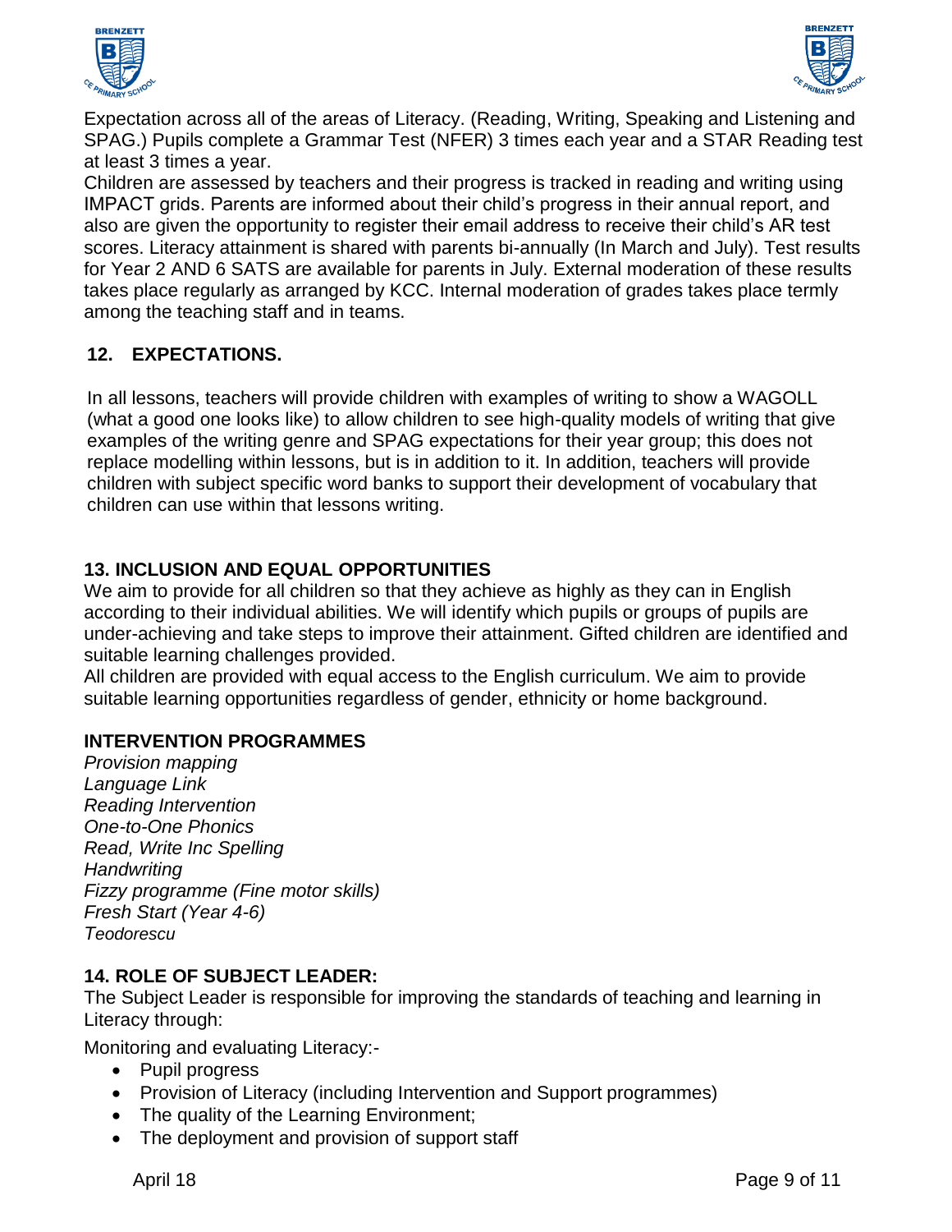Expectation across all of the areas of Literacy. (Reading, Writing, Speaking and Listening and SPAG.) Pupils complete a Grammar Test (NFER) 3 times each year and a STAR Reading test at least 3 times a year.

Children are assessed by teachers and their progress is tracked in reading and writing using IMPACT grids. Parents are informed about their child's progress in their annual report, and also are given the opportunity to register their email address to receive their child's AR test scores. Literacy attainment is shared with parents bi-annually (In March and July). Test results for Year 2 AND 6 SATS are available for parents in July. External moderation of these results takes place regularly as arranged by KCC. Internal moderation of grades takes place termly among the teaching staff and in teams.

## 12. EXPECTATIONS.

In all lessons, teachers will provide children with examples of writing to show a WAGOLL (what a good one looks like) to allow children to see high-quality models of writing that give examples of the writing genre and SPAG expectations for their year group; this does not replace modelling within lessons, but is in addition to it. In addition, teachers will provide children with subject specific word banks to support their development of vocabulary that children can use within that lessons writing.

## 13. INCLUSION AND EQUAL OPPORTUNITIES

We aim to provide for all children so that they achieve as highly as they can in English according to their individual abilities. We will identify which pupils or groups of pupils are under-achieving and take steps to improve their attainment. Gifted children are identified and suitable learning challenges provided.

All children are provided with equal access to the English curriculum. We aim to provide suitable learning opportunities regardless of gender, ethnicity or home background.

### INTERVENTION PROGRAMMES

*Provision mapping*
*Language Link*
*Reading Intervention*
*One-to-One Phonics*
*Read, Write Inc Spelling*
*Handwriting*
*Fizzy programme (Fine motor skills)*
*Fresh Start (Year 4-6)*
*Teodorescu*

## 14. ROLE OF SUBJECT LEADER:

The Subject Leader is responsible for improving the standards of teaching and learning in Literacy through:

Monitoring and evaluating Literacy:-

- Pupil progress
- Provision of Literacy (including Intervention and Support programmes)
- The quality of the Learning Environment;
- The deployment and provision of support staff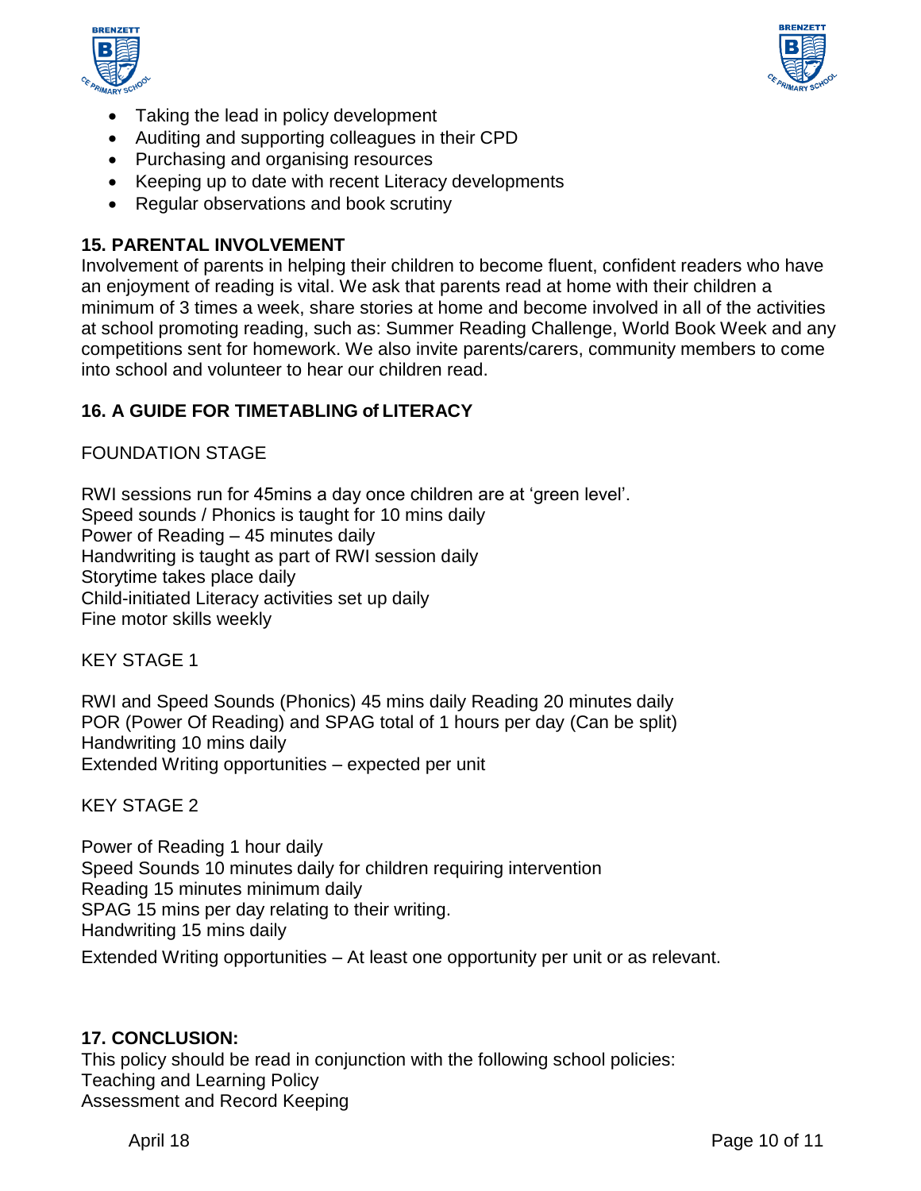- Taking the lead in policy development
- Auditing and supporting colleagues in their CPD
- Purchasing and organising resources
- Keeping up to date with recent Literacy developments
- Regular observations and book scrutiny

## 15. PARENTAL INVOLVEMENT

Involvement of parents in helping their children to become fluent, confident readers who have an enjoyment of reading is vital. We ask that parents read at home with their children a minimum of 3 times a week, share stories at home and become involved in all of the activities at school promoting reading, such as: Summer Reading Challenge, World Book Week and any competitions sent for homework. We also invite parents/carers, community members to come into school and volunteer to hear our children read.

## 16. A GUIDE FOR TIMETABLING of LITERACY

FOUNDATION STAGE

RWI sessions run for 45mins a day once children are at 'green level'.
Speed sounds / Phonics is taught for 10 mins daily
Power of Reading – 45 minutes daily
Handwriting is taught as part of RWI session daily
Storytime takes place daily
Child-initiated Literacy activities set up daily
Fine motor skills weekly

KEY STAGE 1

RWI and Speed Sounds (Phonics) 45 mins daily Reading 20 minutes daily
POR (Power Of Reading) and SPAG total of 1 hours per day (Can be split)
Handwriting 10 mins daily
Extended Writing opportunities – expected per unit

KEY STAGE 2

Power of Reading 1 hour daily
Speed Sounds 10 minutes daily for children requiring intervention
Reading 15 minutes minimum daily
SPAG 15 mins per day relating to their writing.
Handwriting 15 mins daily

Extended Writing opportunities – At least one opportunity per unit or as relevant.

## 17. CONCLUSION:

This policy should be read in conjunction with the following school policies:
Teaching and Learning Policy
Assessment and Record Keeping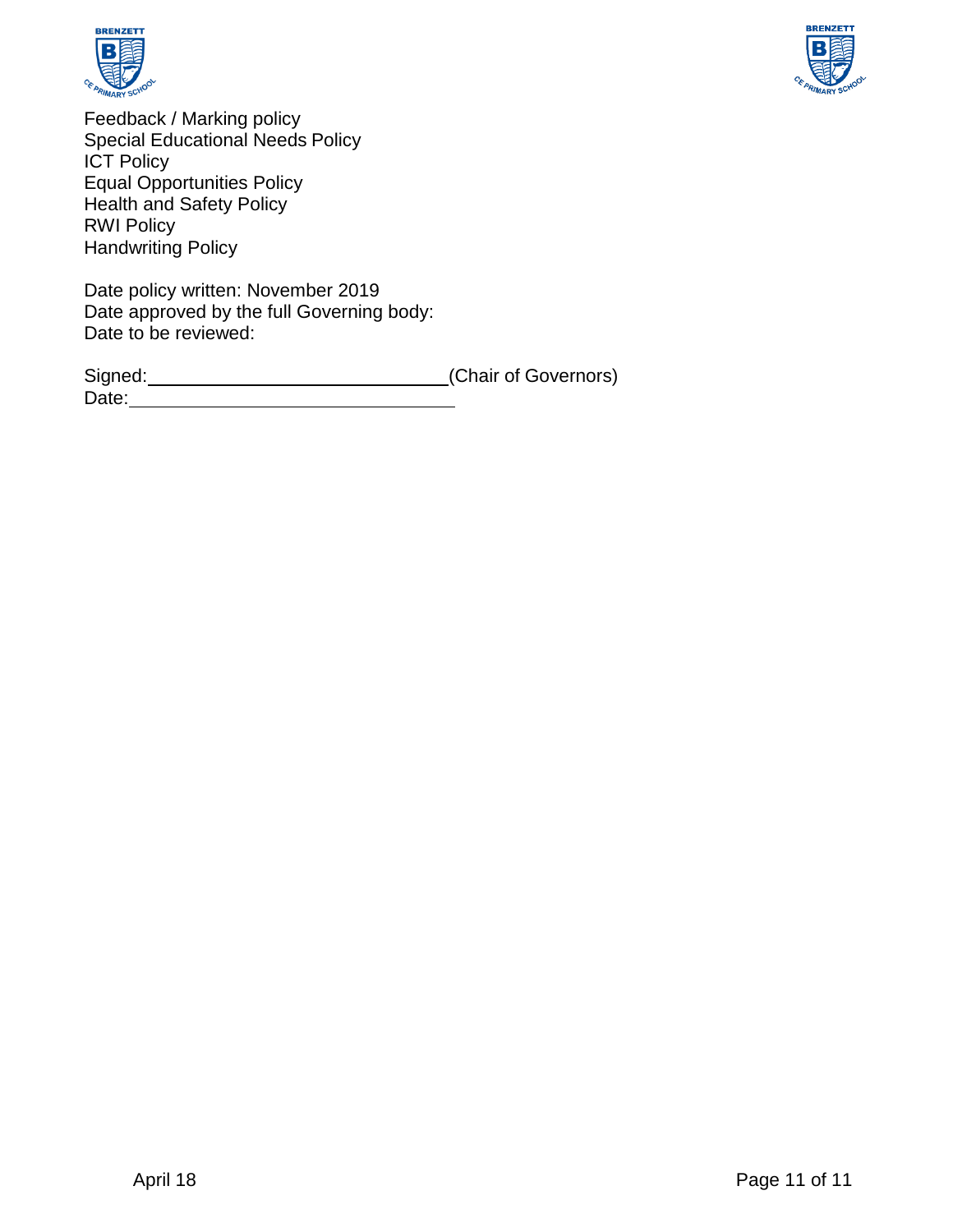Feedback / Marking policy
Special Educational Needs Policy
ICT Policy
Equal Opportunities Policy
Health and Safety Policy
RWI Policy
Handwriting Policy

Date policy written: November 2019
Date approved by the full Governing body:
Date to be reviewed:

Signed:\_\_\_\_\_\_\_\_\_\_\_\_\_\_\_\_\_\_\_\_\_\_\_\_\_\_\_\_\_\_(Chair of Governors)
Date:\_\_\_\_\_\_\_\_\_\_\_\_\_\_\_\_\_\_\_\_\_\_\_\_\_\_\_\_\_\_\_\_